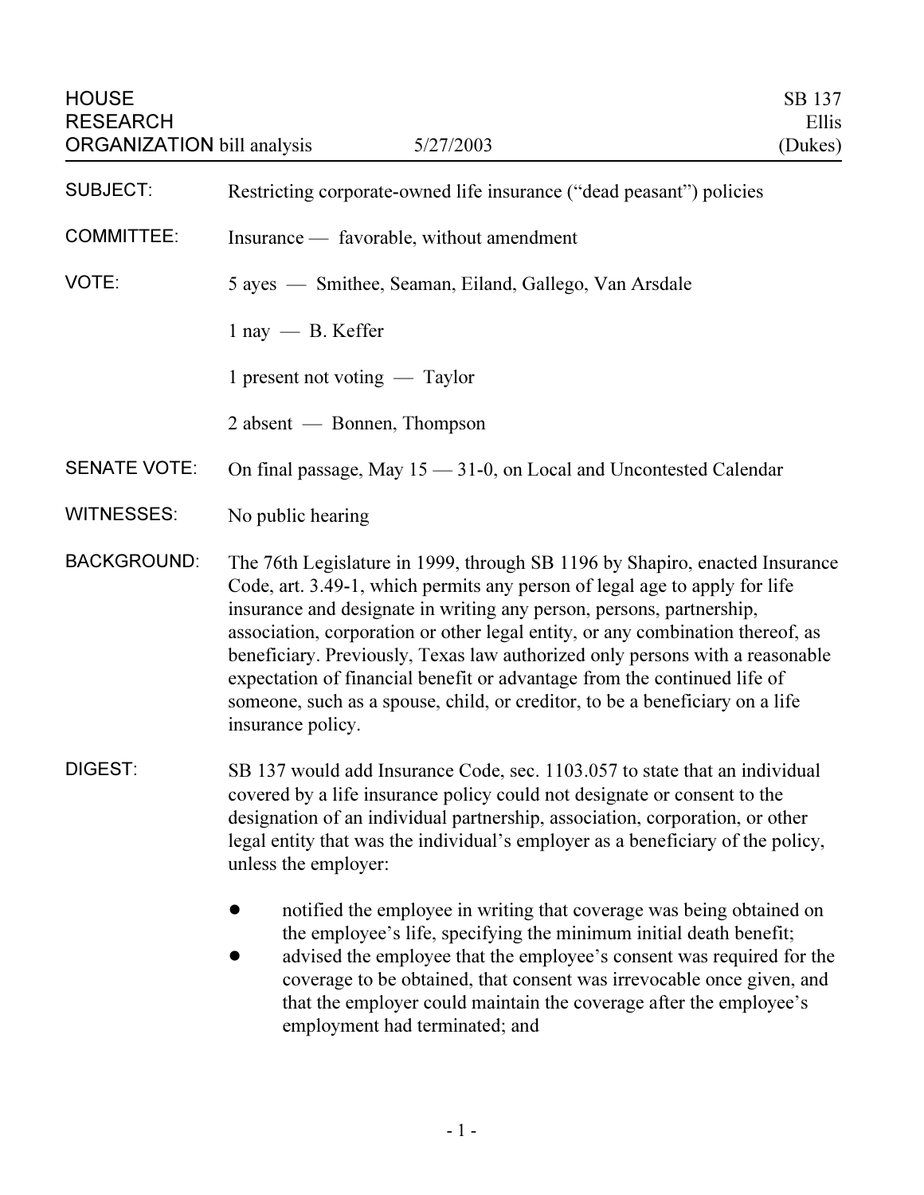HOUSE RESEARCH ORGANIZATION bill analysis — 5/27/2003 — SB 137 Ellis (Dukes)

**SUBJECT:** Restricting corporate-owned life insurance ("dead peasant") policies

**COMMITTEE:** Insurance — favorable, without amendment

**VOTE:** 5 ayes — Smithee, Seaman, Eiland, Gallego, Van Arsdale

1 nay — B. Keffer

1 present not voting — Taylor

2 absent — Bonnen, Thompson

**SENATE VOTE:** On final passage, May 15 — 31-0, on Local and Uncontested Calendar

**WITNESSES:** No public hearing

**BACKGROUND:** The 76th Legislature in 1999, through SB 1196 by Shapiro, enacted Insurance Code, art. 3.49-1, which permits any person of legal age to apply for life insurance and designate in writing any person, persons, partnership, association, corporation or other legal entity, or any combination thereof, as beneficiary. Previously, Texas law authorized only persons with a reasonable expectation of financial benefit or advantage from the continued life of someone, such as a spouse, child, or creditor, to be a beneficiary on a life insurance policy.

**DIGEST:** SB 137 would add Insurance Code, sec. 1103.057 to state that an individual covered by a life insurance policy could not designate or consent to the designation of an individual partnership, association, corporation, or other legal entity that was the individual's employer as a beneficiary of the policy, unless the employer:

- notified the employee in writing that coverage was being obtained on the employee's life, specifying the minimum initial death benefit;
- advised the employee that the employee's consent was required for the coverage to be obtained, that consent was irrevocable once given, and that the employer could maintain the coverage after the employee's employment had terminated; and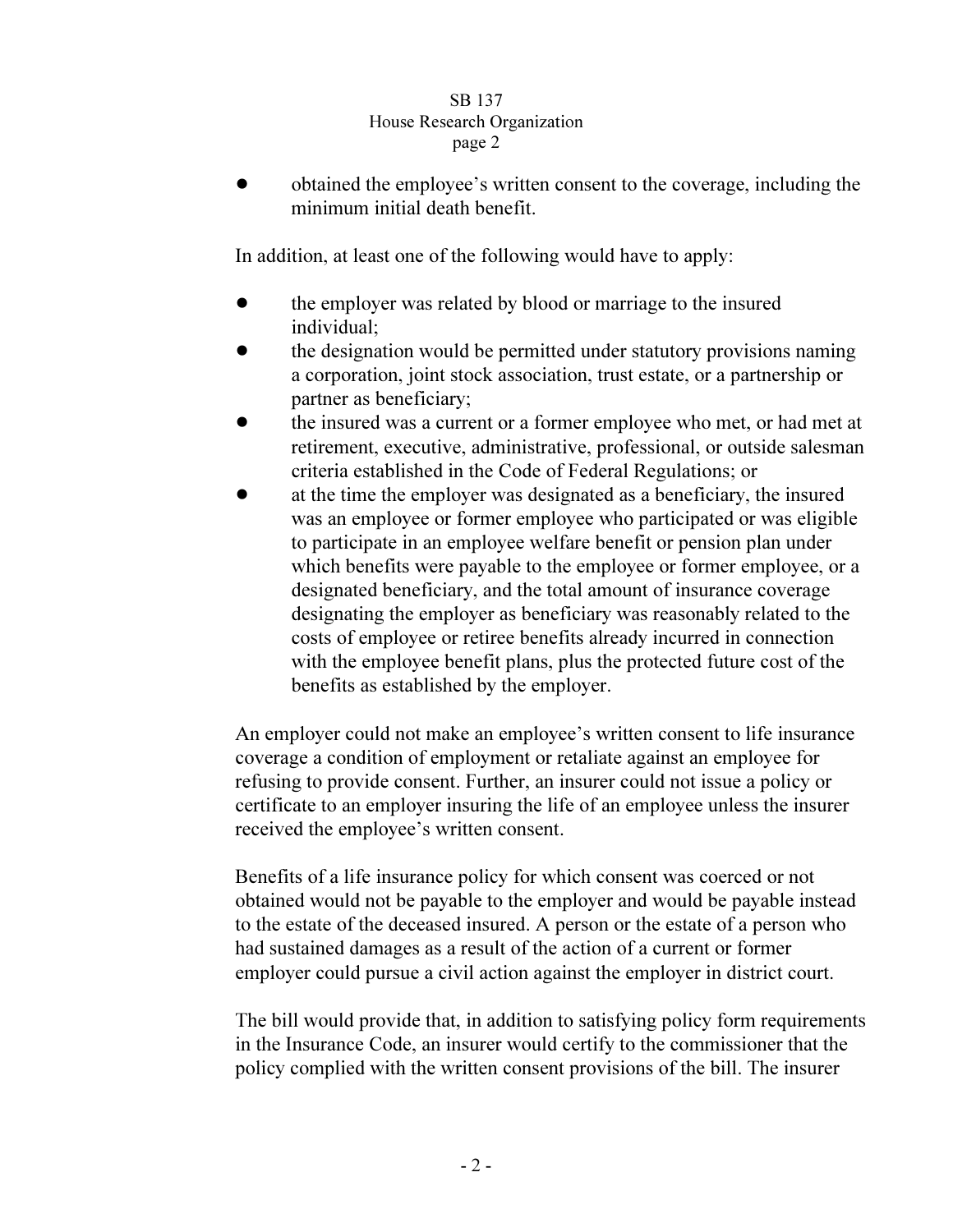- obtained the employee's written consent to the coverage, including the minimum initial death benefit.

In addition, at least one of the following would have to apply:

- the employer was related by blood or marriage to the insured individual;
- the designation would be permitted under statutory provisions naming a corporation, joint stock association, trust estate, or a partnership or partner as beneficiary;
- the insured was a current or a former employee who met, or had met at retirement, executive, administrative, professional, or outside salesman criteria established in the Code of Federal Regulations; or
- at the time the employer was designated as a beneficiary, the insured was an employee or former employee who participated or was eligible to participate in an employee welfare benefit or pension plan under which benefits were payable to the employee or former employee, or a designated beneficiary, and the total amount of insurance coverage designating the employer as beneficiary was reasonably related to the costs of employee or retiree benefits already incurred in connection with the employee benefit plans, plus the protected future cost of the benefits as established by the employer.

An employer could not make an employee's written consent to life insurance coverage a condition of employment or retaliate against an employee for refusing to provide consent. Further, an insurer could not issue a policy or certificate to an employer insuring the life of an employee unless the insurer received the employee's written consent.

Benefits of a life insurance policy for which consent was coerced or not obtained would not be payable to the employer and would be payable instead to the estate of the deceased insured. A person or the estate of a person who had sustained damages as a result of the action of a current or former employer could pursue a civil action against the employer in district court.

The bill would provide that, in addition to satisfying policy form requirements in the Insurance Code, an insurer would certify to the commissioner that the policy complied with the written consent provisions of the bill. The insurer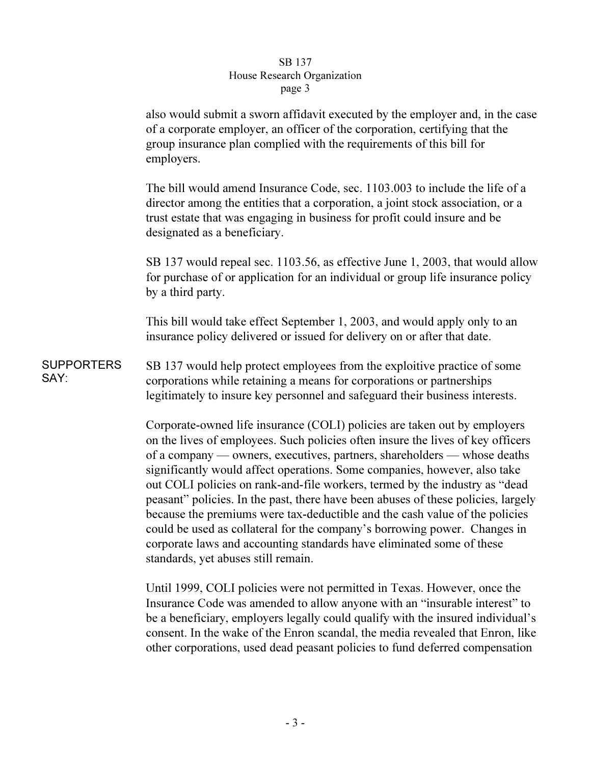also would submit a sworn affidavit executed by the employer and, in the case of a corporate employer, an officer of the corporation, certifying that the group insurance plan complied with the requirements of this bill for employers.

The bill would amend Insurance Code, sec. 1103.003 to include the life of a director among the entities that a corporation, a joint stock association, or a trust estate that was engaging in business for profit could insure and be designated as a beneficiary.

SB 137 would repeal sec. 1103.56, as effective June 1, 2003, that would allow for purchase of or application for an individual or group life insurance policy by a third party.

This bill would take effect September 1, 2003, and would apply only to an insurance policy delivered or issued for delivery on or after that date.

**SUPPORTERS SAY:**

SB 137 would help protect employees from the exploitive practice of some corporations while retaining a means for corporations or partnerships legitimately to insure key personnel and safeguard their business interests.

Corporate-owned life insurance (COLI) policies are taken out by employers on the lives of employees. Such policies often insure the lives of key officers of a company — owners, executives, partners, shareholders — whose deaths significantly would affect operations. Some companies, however, also take out COLI policies on rank-and-file workers, termed by the industry as "dead peasant" policies. In the past, there have been abuses of these policies, largely because the premiums were tax-deductible and the cash value of the policies could be used as collateral for the company's borrowing power. Changes in corporate laws and accounting standards have eliminated some of these standards, yet abuses still remain.

Until 1999, COLI policies were not permitted in Texas. However, once the Insurance Code was amended to allow anyone with an "insurable interest" to be a beneficiary, employers legally could qualify with the insured individual's consent. In the wake of the Enron scandal, the media revealed that Enron, like other corporations, used dead peasant policies to fund deferred compensation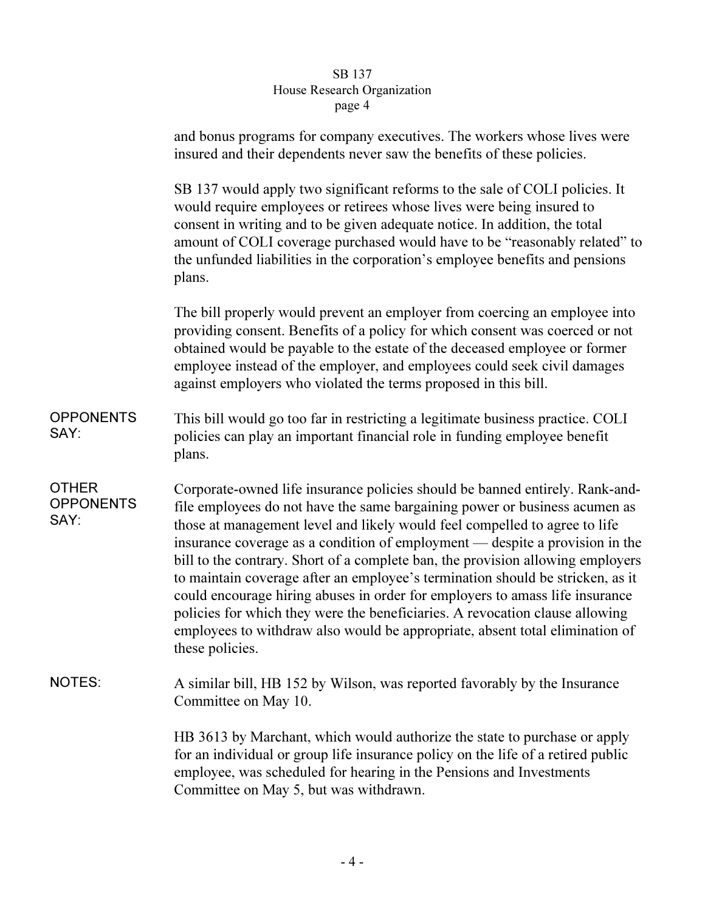and bonus programs for company executives. The workers whose lives were insured and their dependents never saw the benefits of these policies.

SB 137 would apply two significant reforms to the sale of COLI policies. It would require employees or retirees whose lives were being insured to consent in writing and to be given adequate notice. In addition, the total amount of COLI coverage purchased would have to be "reasonably related" to the unfunded liabilities in the corporation's employee benefits and pensions plans.

The bill properly would prevent an employer from coercing an employee into providing consent. Benefits of a policy for which consent was coerced or not obtained would be payable to the estate of the deceased employee or former employee instead of the employer, and employees could seek civil damages against employers who violated the terms proposed in this bill.

**OPPONENTS SAY:** This bill would go too far in restricting a legitimate business practice. COLI policies can play an important financial role in funding employee benefit plans.

**OTHER OPPONENTS SAY:** Corporate-owned life insurance policies should be banned entirely. Rank-and-file employees do not have the same bargaining power or business acumen as those at management level and likely would feel compelled to agree to life insurance coverage as a condition of employment — despite a provision in the bill to the contrary. Short of a complete ban, the provision allowing employers to maintain coverage after an employee's termination should be stricken, as it could encourage hiring abuses in order for employers to amass life insurance policies for which they were the beneficiaries. A revocation clause allowing employees to withdraw also would be appropriate, absent total elimination of these policies.

**NOTES:** A similar bill, HB 152 by Wilson, was reported favorably by the Insurance Committee on May 10.

HB 3613 by Marchant, which would authorize the state to purchase or apply for an individual or group life insurance policy on the life of a retired public employee, was scheduled for hearing in the Pensions and Investments Committee on May 5, but was withdrawn.